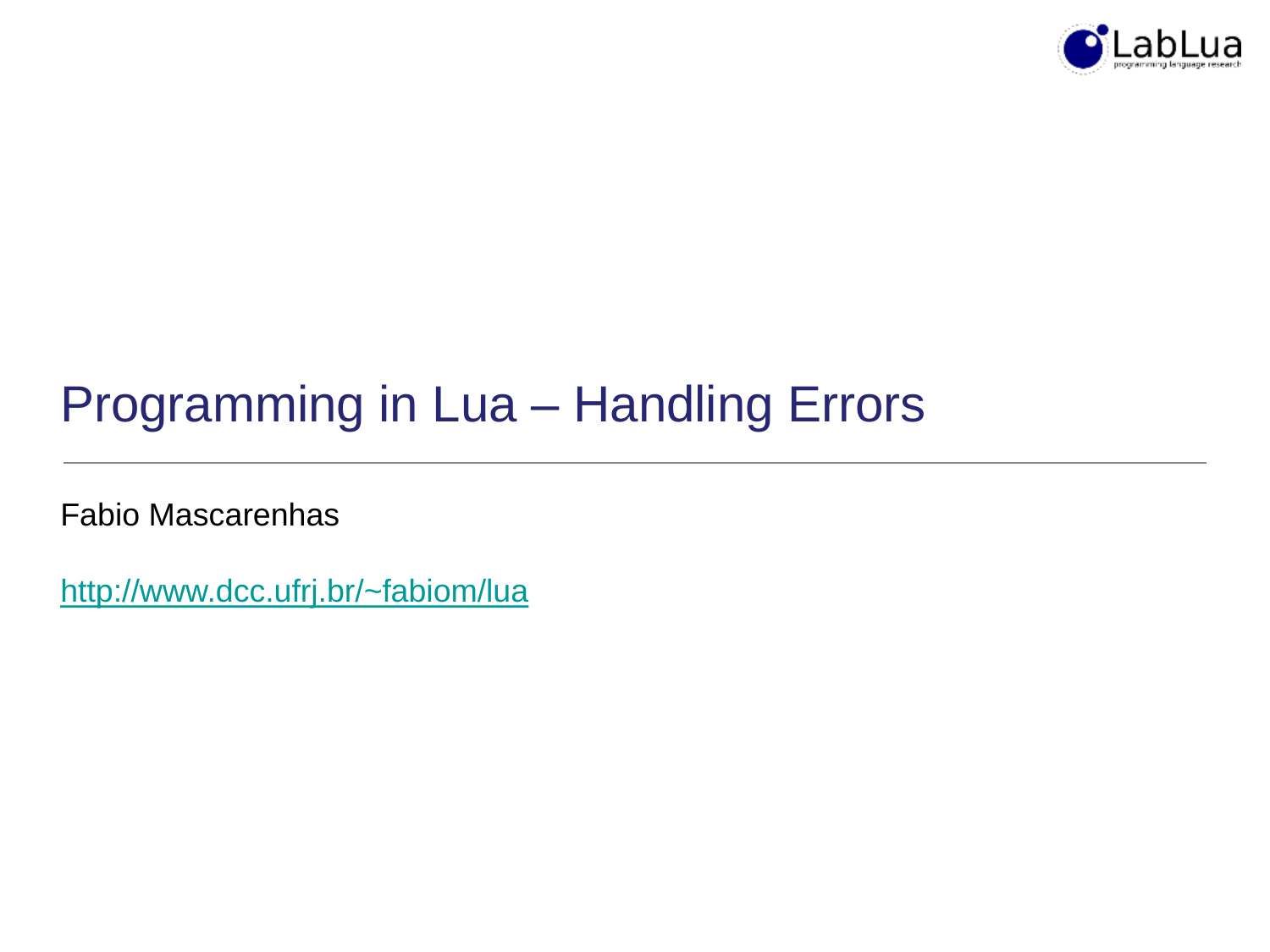# Programming in Lua – Handling Errors

Fabio Mascarenhas

http://www.dcc.ufrj.br/~fabiom/lua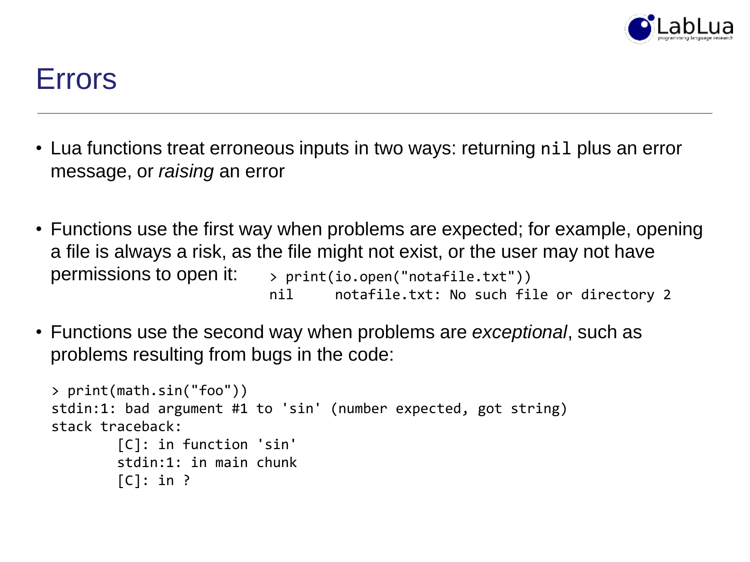# Errors

- Lua functions treat erroneous inputs in two ways: returning `nil` plus an error message, or *raising* an error

- Functions use the first way when problems are expected; for example, opening a file is always a risk, as the file might not exist, or the user may not have permissions to open it:

```
> print(io.open("notafile.txt"))
nil     notafile.txt: No such file or directory 2
```

- Functions use the second way when problems are *exceptional*, such as problems resulting from bugs in the code:

```
> print(math.sin("foo"))
stdin:1: bad argument #1 to 'sin' (number expected, got string)
stack traceback:
        [C]: in function 'sin'
        stdin:1: in main chunk
        [C]: in ?
```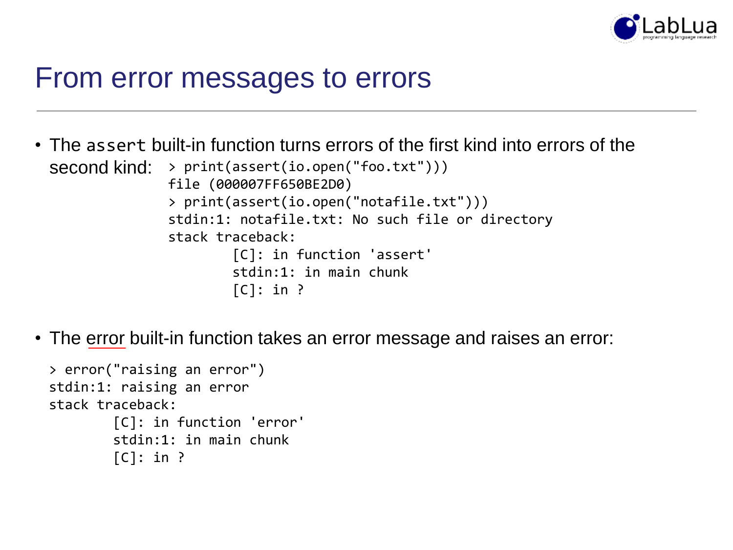# From error messages to errors

- The `assert` built-in function turns errors of the first kind into errors of the second kind:

```
> print(assert(io.open("foo.txt")))
file (000007FF650BE2D0)
> print(assert(io.open("notafile.txt")))
stdin:1: notafile.txt: No such file or directory
stack traceback:
        [C]: in function 'assert'
        stdin:1: in main chunk
        [C]: in ?
```

- The error built-in function takes an error message and raises an error:

```
> error("raising an error")
stdin:1: raising an error
stack traceback:
        [C]: in function 'error'
        stdin:1: in main chunk
        [C]: in ?
```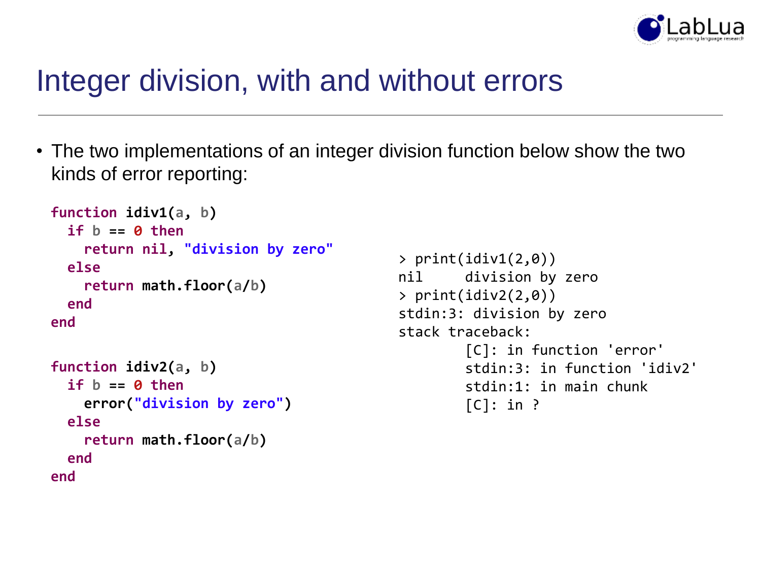# Integer division, with and without errors

- The two implementations of an integer division function below show the two kinds of error reporting:

```lua
function idiv1(a, b)
  if b == 0 then
    return nil, "division by zero"
  else
    return math.floor(a/b)
  end
end

function idiv2(a, b)
  if b == 0 then
    error("division by zero")
  else
    return math.floor(a/b)
  end
end
```

```
> print(idiv1(2,0))
nil     division by zero
> print(idiv2(2,0))
stdin:3: division by zero
stack traceback:
        [C]: in function 'error'
        stdin:3: in function 'idiv2'
        stdin:1: in main chunk
        [C]: in ?
```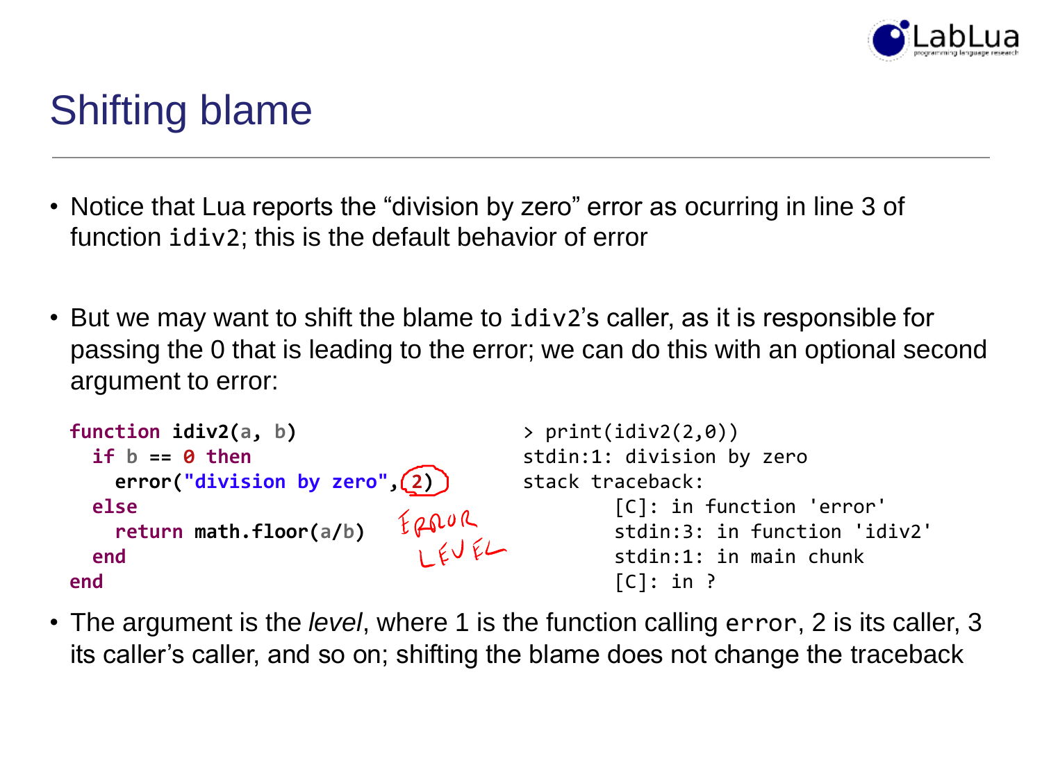# Shifting blame

- Notice that Lua reports the "division by zero" error as ocurring in line 3 of function `idiv2`; this is the default behavior of error

- But we may want to shift the blame to `idiv2`'s caller, as it is responsible for passing the 0 that is leading to the error; we can do this with an optional second argument to error:

```lua
function idiv2(a, b)
  if b == 0 then
    error("division by zero", 2)
  else
    return math.floor(a/b)
  end
end
```

ERROR LEVEL

```
> print(idiv2(2,0))
stdin:1: division by zero
stack traceback:
        [C]: in function 'error'
        stdin:3: in function 'idiv2'
        stdin:1: in main chunk
        [C]: in ?
```

- The argument is the *level*, where 1 is the function calling `error`, 2 is its caller, 3 its caller's caller, and so on; shifting the blame does not change the traceback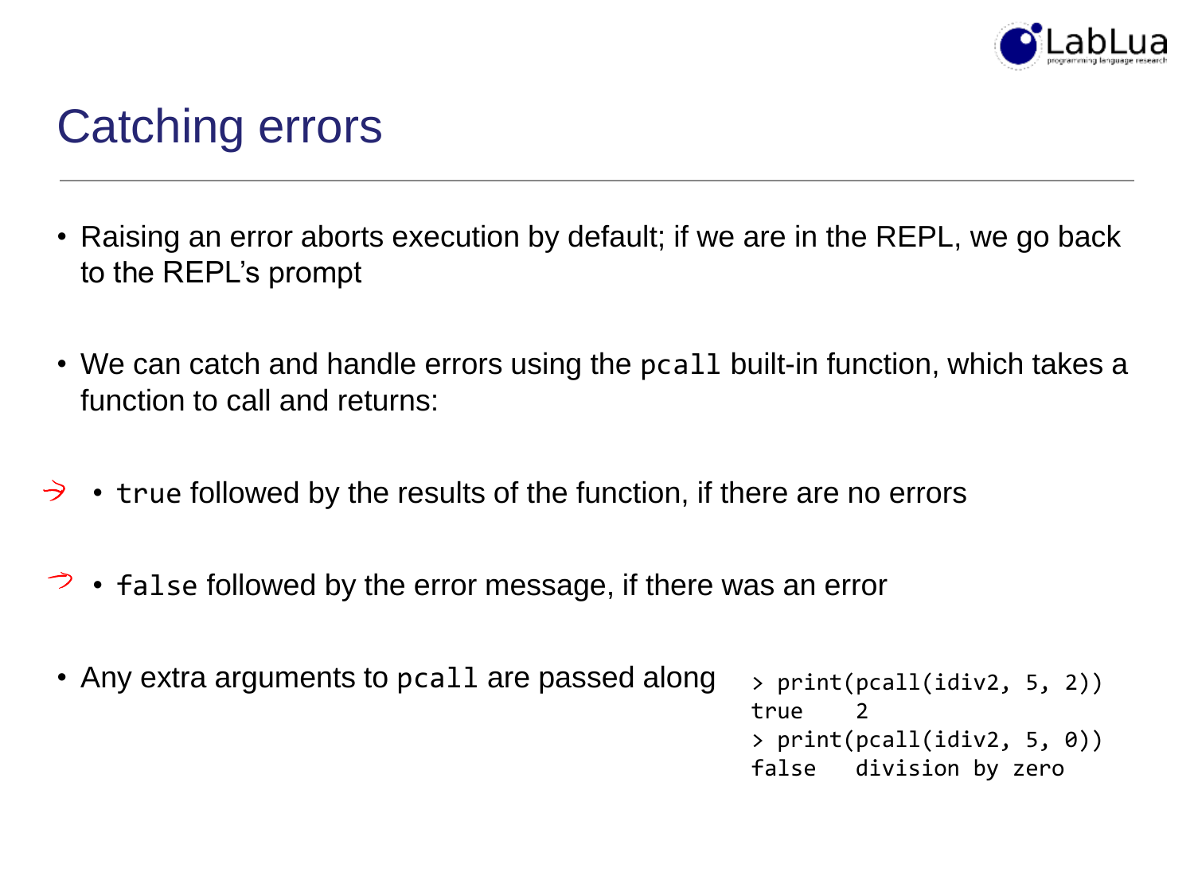# Catching errors

- Raising an error aborts execution by default; if we are in the REPL, we go back to the REPL's prompt
- We can catch and handle errors using the `pcall` built-in function, which takes a function to call and returns:
  - `true` followed by the results of the function, if there are no errors
  - `false` followed by the error message, if there was an error
- Any extra arguments to `pcall` are passed along

```
> print(pcall(idiv2, 5, 2))
true    2
> print(pcall(idiv2, 5, 0))
false   division by zero
```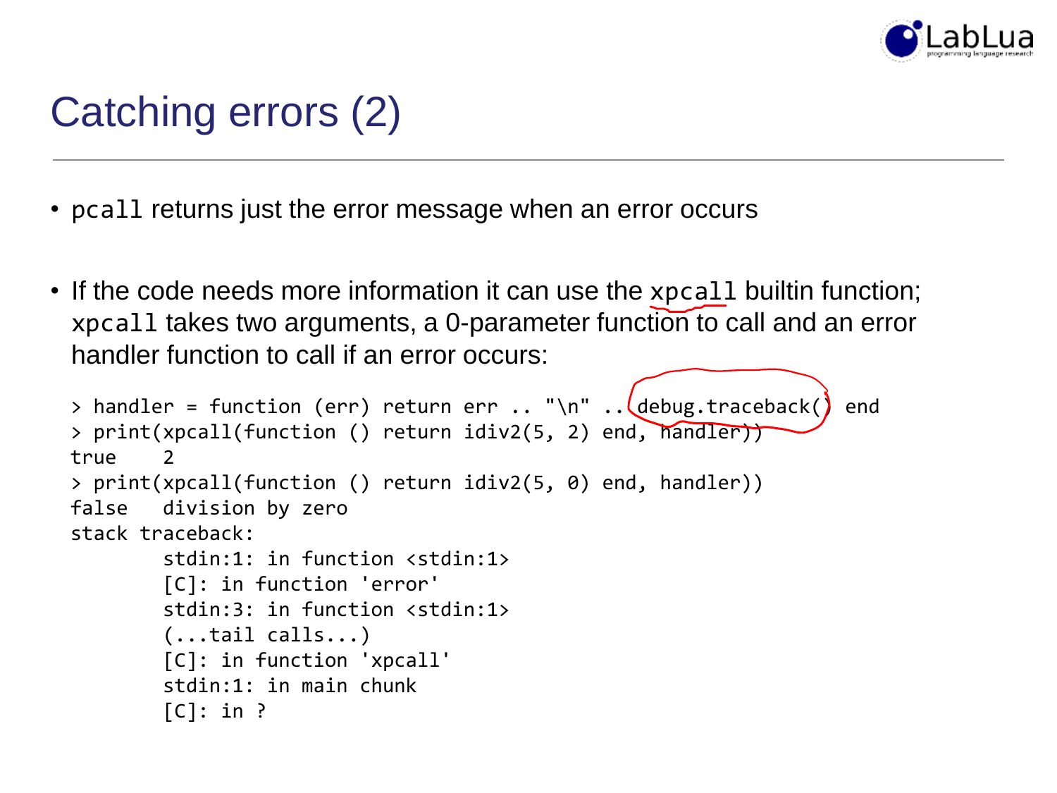# Catching errors (2)

- `pcall` returns just the error message when an error occurs

- If the code needs more information it can use the `xpcall` builtin function; `xpcall` takes two arguments, a 0-parameter function to call and an error handler function to call if an error occurs:

```
> handler = function (err) return err .. "\n" .. debug.traceback() end
> print(xpcall(function () return idiv2(5, 2) end, handler))
true	2
> print(xpcall(function () return idiv2(5, 0) end, handler))
false	division by zero
stack traceback:
	stdin:1: in function <stdin:1>
	[C]: in function 'error'
	stdin:3: in function <stdin:1>
	(...tail calls...)
	[C]: in function 'xpcall'
	stdin:1: in main chunk
	[C]: in ?
```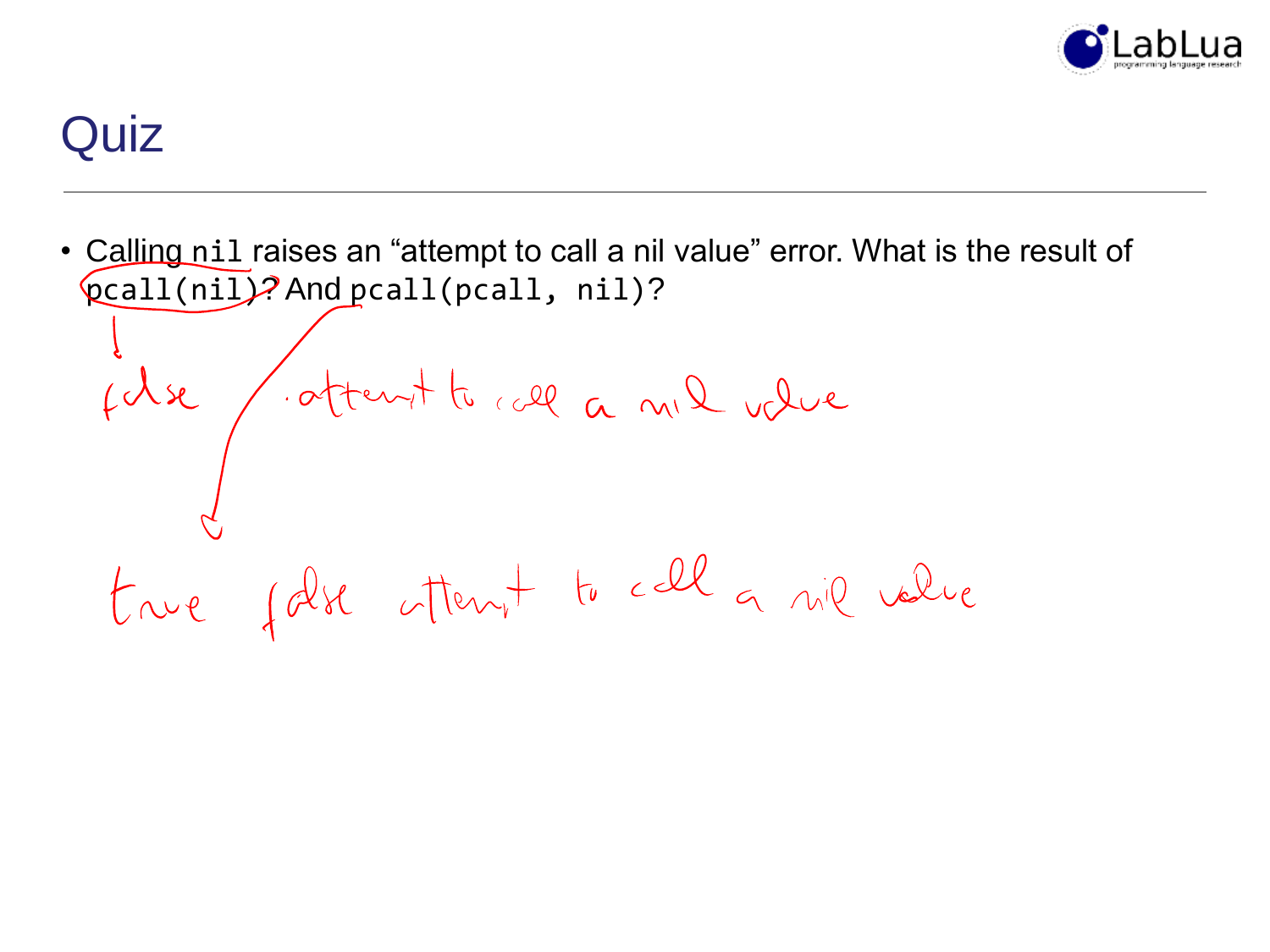# Quiz

- Calling `nil` raises an “attempt to call a nil value” error. What is the result of `pcall(nil)`? And `pcall(pcall, nil)`?

false attempt to call a nil value

true false attempt to call a nil value